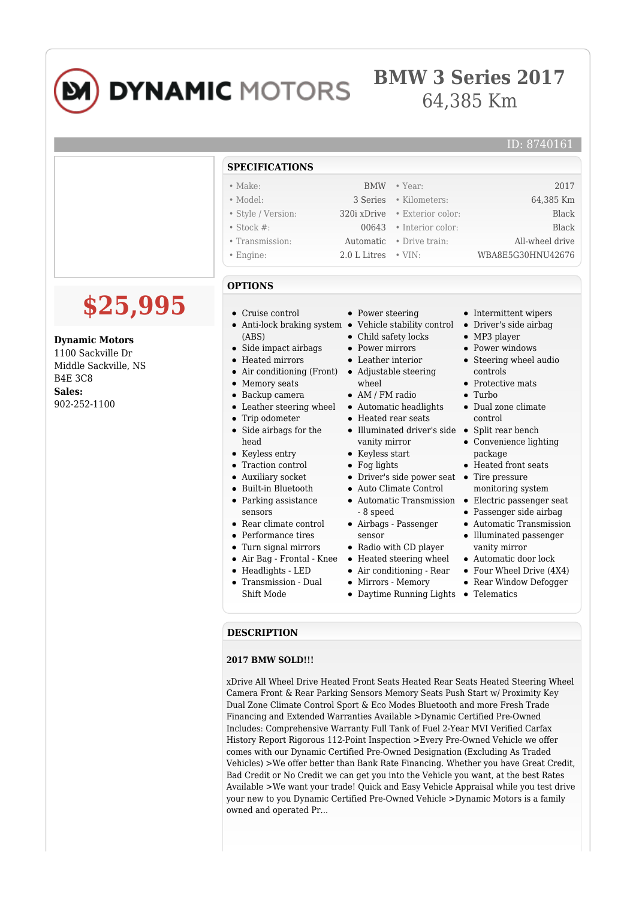# DYNAMIC MOTORS

# BMW 3 Series 2017
64,385 Km

ID: 8740161

**$25,995**

**Dynamic Motors**
1100 Sackville Dr
Middle Sackville, NS
B4E 3C8
**Sales:**
902-252-1100

## SPECIFICATIONS

| | | | |
|---|---|---|---|
| • Make: | BMW | • Year: | 2017 |
| • Model: | 3 Series | • Kilometers: | 64,385 Km |
| • Style / Version: | 320i xDrive | • Exterior color: | Black |
| • Stock #: | 00643 | • Interior color: | Black |
| • Transmission: | Automatic | • Drive train: | All-wheel drive |
| • Engine: | 2.0 L Litres | • VIN: | WBA8E5G30HNU42676 |

## OPTIONS

- Cruise control
- Anti-lock braking system (ABS)
- Side impact airbags
- Heated mirrors
- Air conditioning (Front)
- Memory seats
- Backup camera
- Leather steering wheel
- Trip odometer
- Side airbags for the head
- Keyless entry
- Traction control
- Auxiliary socket
- Built-in Bluetooth
- Parking assistance sensors
- Rear climate control
- Performance tires
- Turn signal mirrors
- Air Bag - Frontal - Knee
- Headlights - LED
- Transmission - Dual Shift Mode
- Power steering
- Vehicle stability control
- Child safety locks
- Power mirrors
- Leather interior
- Adjustable steering wheel
- AM / FM radio
- Automatic headlights
- Heated rear seats
- Illuminated driver's side vanity mirror
- Keyless start
- Fog lights
- Driver's side power seat
- Auto Climate Control
- Automatic Transmission - 8 speed
- Airbags - Passenger sensor
- Radio with CD player
- Heated steering wheel
- Air conditioning - Rear
- Mirrors - Memory
- Daytime Running Lights
- Intermittent wipers
- Driver's side airbag
- MP3 player
- Power windows
- Steering wheel audio controls
- Protective mats
- Turbo
- Dual zone climate control
- Split rear bench
- Convenience lighting package
- Heated front seats
- Tire pressure monitoring system
- Electric passenger seat
- Passenger side airbag
- Automatic Transmission
- Illuminated passenger vanity mirror
- Automatic door lock
- Four Wheel Drive (4X4)
- Rear Window Defogger
- Telematics

## DESCRIPTION

**2017 BMW SOLD!!!**

xDrive All Wheel Drive Heated Front Seats Heated Rear Seats Heated Steering Wheel Camera Front & Rear Parking Sensors Memory Seats Push Start w/ Proximity Key Dual Zone Climate Control Sport & Eco Modes Bluetooth and more Fresh Trade Financing and Extended Warranties Available >Dynamic Certified Pre-Owned Includes: Comprehensive Warranty Full Tank of Fuel 2-Year MVI Verified Carfax History Report Rigorous 112-Point Inspection >Every Pre-Owned Vehicle we offer comes with our Dynamic Certified Pre-Owned Designation (Excluding As Traded Vehicles) >We offer better than Bank Rate Financing. Whether you have Great Credit, Bad Credit or No Credit we can get you into the Vehicle you want, at the best Rates Available >We want your trade! Quick and Easy Vehicle Appraisal while you test drive your new to you Dynamic Certified Pre-Owned Vehicle >Dynamic Motors is a family owned and operated Pr...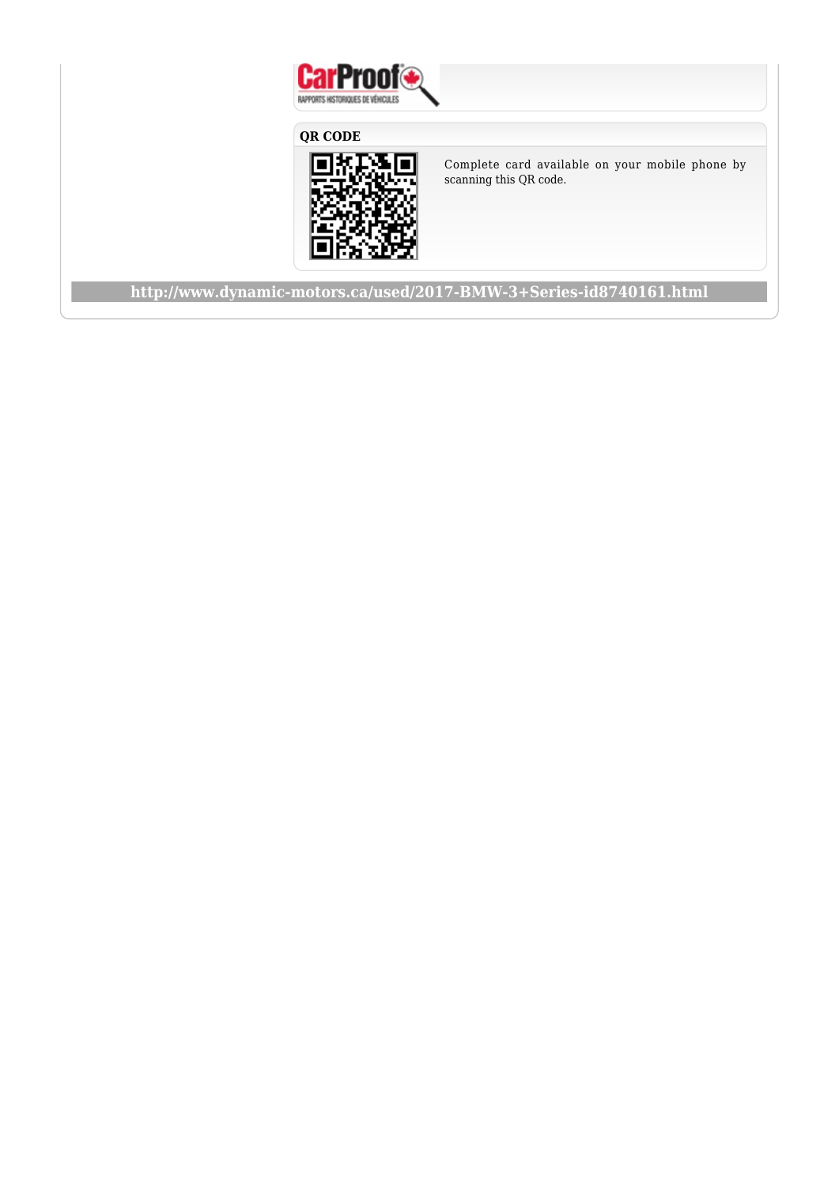CarProof

RAPPORTS HISTORIQUES DE VÉHICULES

### QR CODE

Complete card available on your mobile phone by scanning this QR code.

**http://www.dynamic-motors.ca/used/2017-BMW-3+Series-id8740161.html**